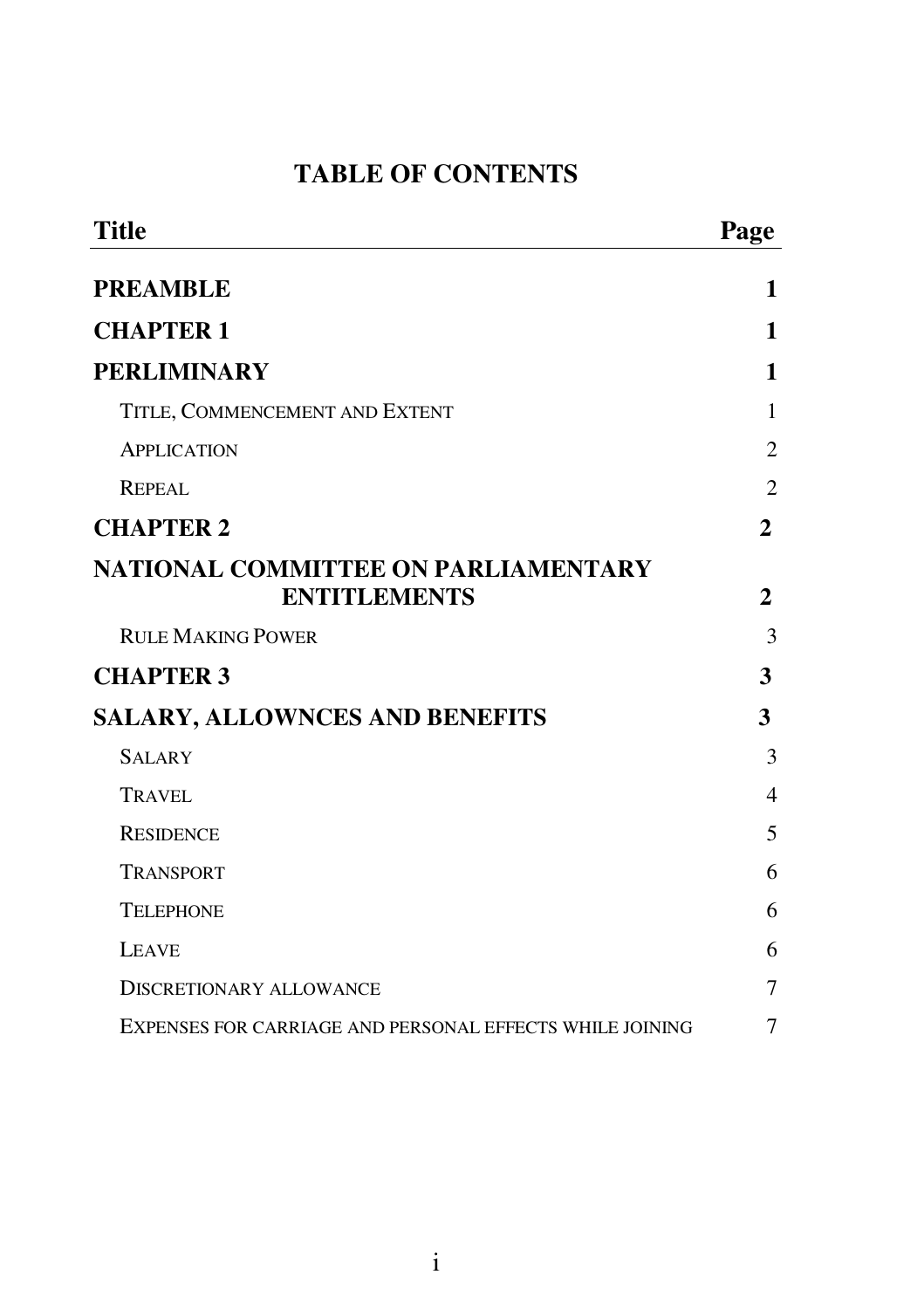# TABLE OF CONTENTS

| Title | Page |
|---|---|
| **PREAMBLE** | **1** |
| **CHAPTER 1** | **1** |
| **PERLIMINARY** | **1** |
| TITLE, COMMENCEMENT AND EXTENT | 1 |
| APPLICATION | 2 |
| REPEAL | 2 |
| **CHAPTER 2** | **2** |
| **NATIONAL COMMITTEE ON PARLIAMENTARY ENTITLEMENTS** | **2** |
| RULE MAKING POWER | 3 |
| **CHAPTER 3** | **3** |
| **SALARY, ALLOWNCES AND BENEFITS** | **3** |
| SALARY | 3 |
| TRAVEL | 4 |
| RESIDENCE | 5 |
| TRANSPORT | 6 |
| TELEPHONE | 6 |
| LEAVE | 6 |
| DISCRETIONARY ALLOWANCE | 7 |
| EXPENSES FOR CARRIAGE AND PERSONAL EFFECTS WHILE JOINING | 7 |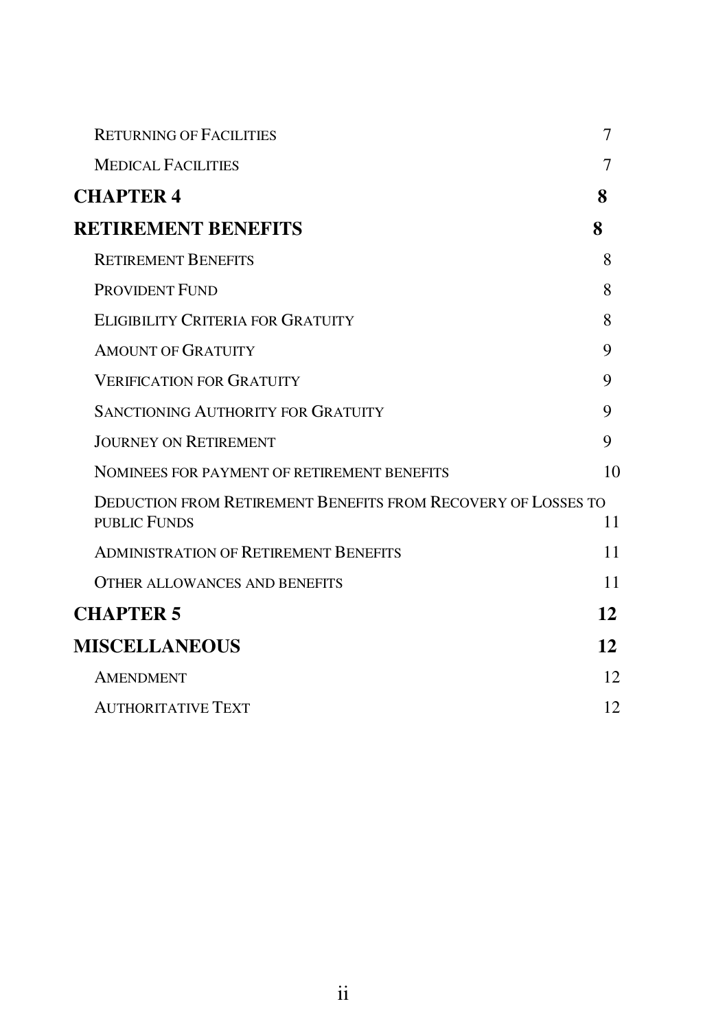Returning of Facilities 7

Medical Facilities 7

**CHAPTER 4** **8**

**RETIREMENT BENEFITS** **8**

Retirement Benefits 8

Provident Fund 8

Eligibility Criteria for Gratuity 8

Amount of Gratuity 9

Verification for Gratuity 9

Sanctioning Authority for Gratuity 9

Journey on Retirement 9

Nominees for payment of retirement benefits 10

Deduction from Retirement Benefits from Recovery of Losses to public Funds 11

Administration of Retirement Benefits 11

Other allowances and benefits 11

**CHAPTER 5** **12**

**MISCELLANEOUS** **12**

Amendment 12

Authoritative Text 12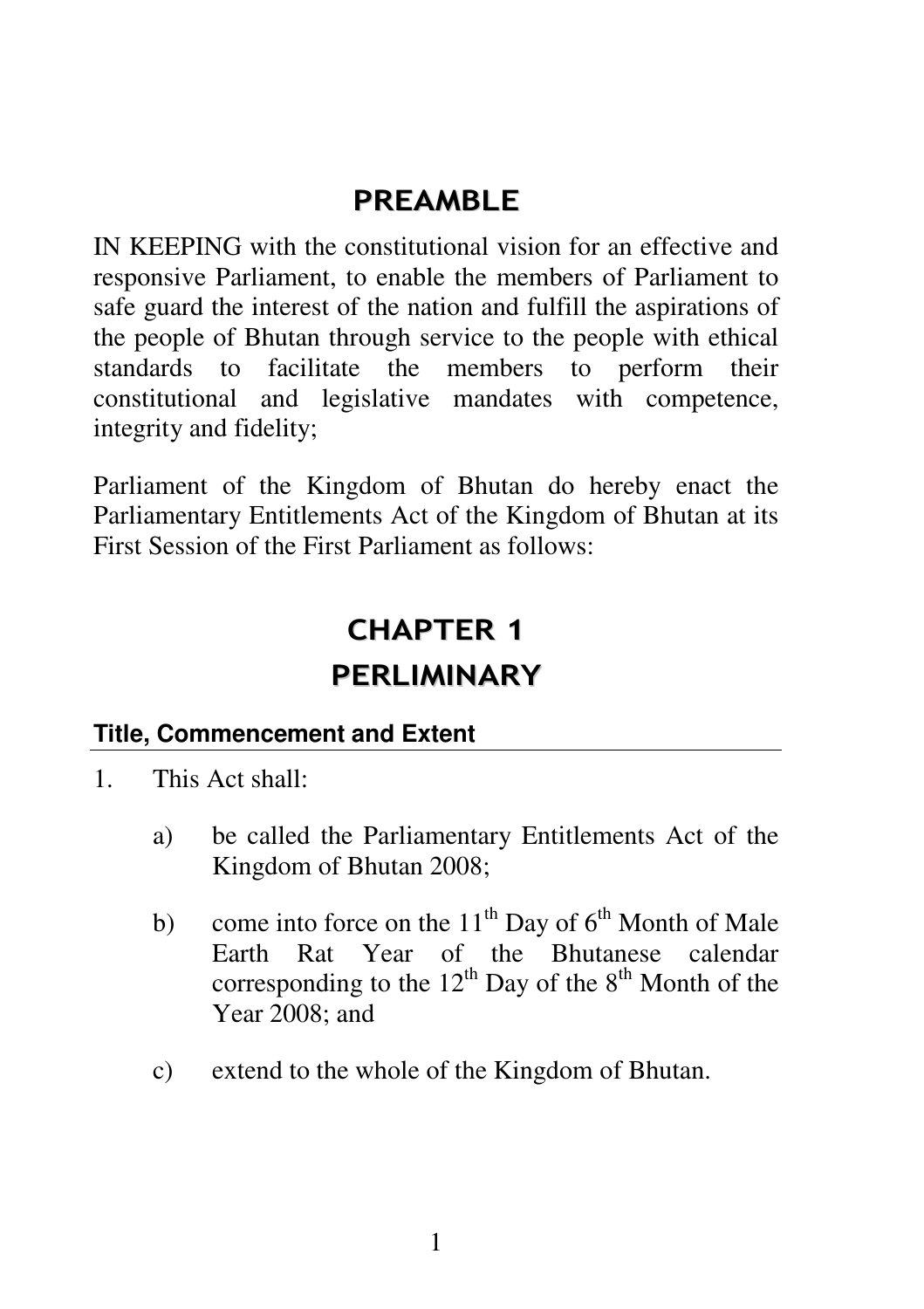# PREAMBLE

IN KEEPING with the constitutional vision for an effective and responsive Parliament, to enable the members of Parliament to safe guard the interest of the nation and fulfill the aspirations of the people of Bhutan through service to the people with ethical standards to facilitate the members to perform their constitutional and legislative mandates with competence, integrity and fidelity;

Parliament of the Kingdom of Bhutan do hereby enact the Parliamentary Entitlements Act of the Kingdom of Bhutan at its First Session of the First Parliament as follows:

# CHAPTER 1

# PERLIMINARY

### Title, Commencement and Extent

1. This Act shall:

   a) be called the Parliamentary Entitlements Act of the Kingdom of Bhutan 2008;

   b) come into force on the 11th Day of 6th Month of Male Earth Rat Year of the Bhutanese calendar corresponding to the 12th Day of the 8th Month of the Year 2008; and

   c) extend to the whole of the Kingdom of Bhutan.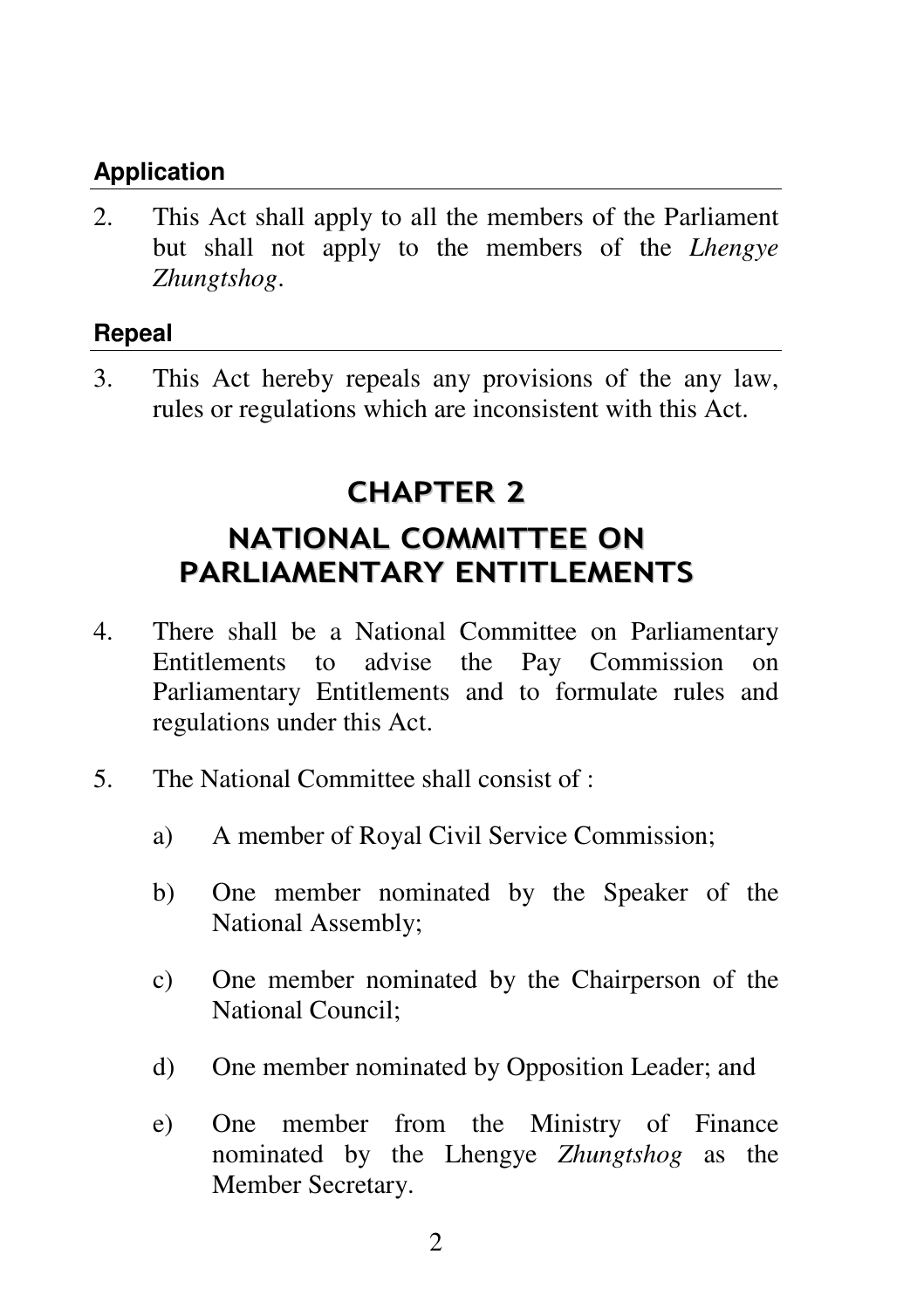### Application

2. This Act shall apply to all the members of the Parliament but shall not apply to the members of the *Lhengye Zhungtshog*.

### Repeal

3. This Act hereby repeals any provisions of the any law, rules or regulations which are inconsistent with this Act.

## CHAPTER 2

## NATIONAL COMMITTEE ON PARLIAMENTARY ENTITLEMENTS

4. There shall be a National Committee on Parliamentary Entitlements to advise the Pay Commission on Parliamentary Entitlements and to formulate rules and regulations under this Act.

5. The National Committee shall consist of :

   a) A member of Royal Civil Service Commission;

   b) One member nominated by the Speaker of the National Assembly;

   c) One member nominated by the Chairperson of the National Council;

   d) One member nominated by Opposition Leader; and

   e) One member from the Ministry of Finance nominated by the Lhengye *Zhungtshog* as the Member Secretary.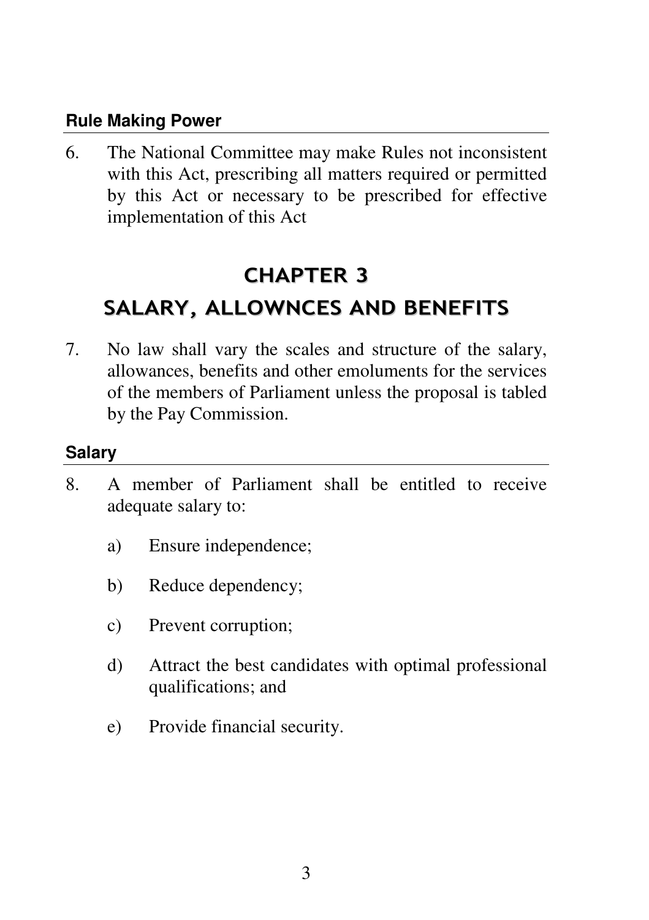### Rule Making Power

6. The National Committee may make Rules not inconsistent with this Act, prescribing all matters required or permitted by this Act or necessary to be prescribed for effective implementation of this Act

## CHAPTER 3

## SALARY, ALLOWNCES AND BENEFITS

7. No law shall vary the scales and structure of the salary, allowances, benefits and other emoluments for the services of the members of Parliament unless the proposal is tabled by the Pay Commission.

### Salary

8. A member of Parliament shall be entitled to receive adequate salary to:

   a) Ensure independence;

   b) Reduce dependency;

   c) Prevent corruption;

   d) Attract the best candidates with optimal professional qualifications; and

   e) Provide financial security.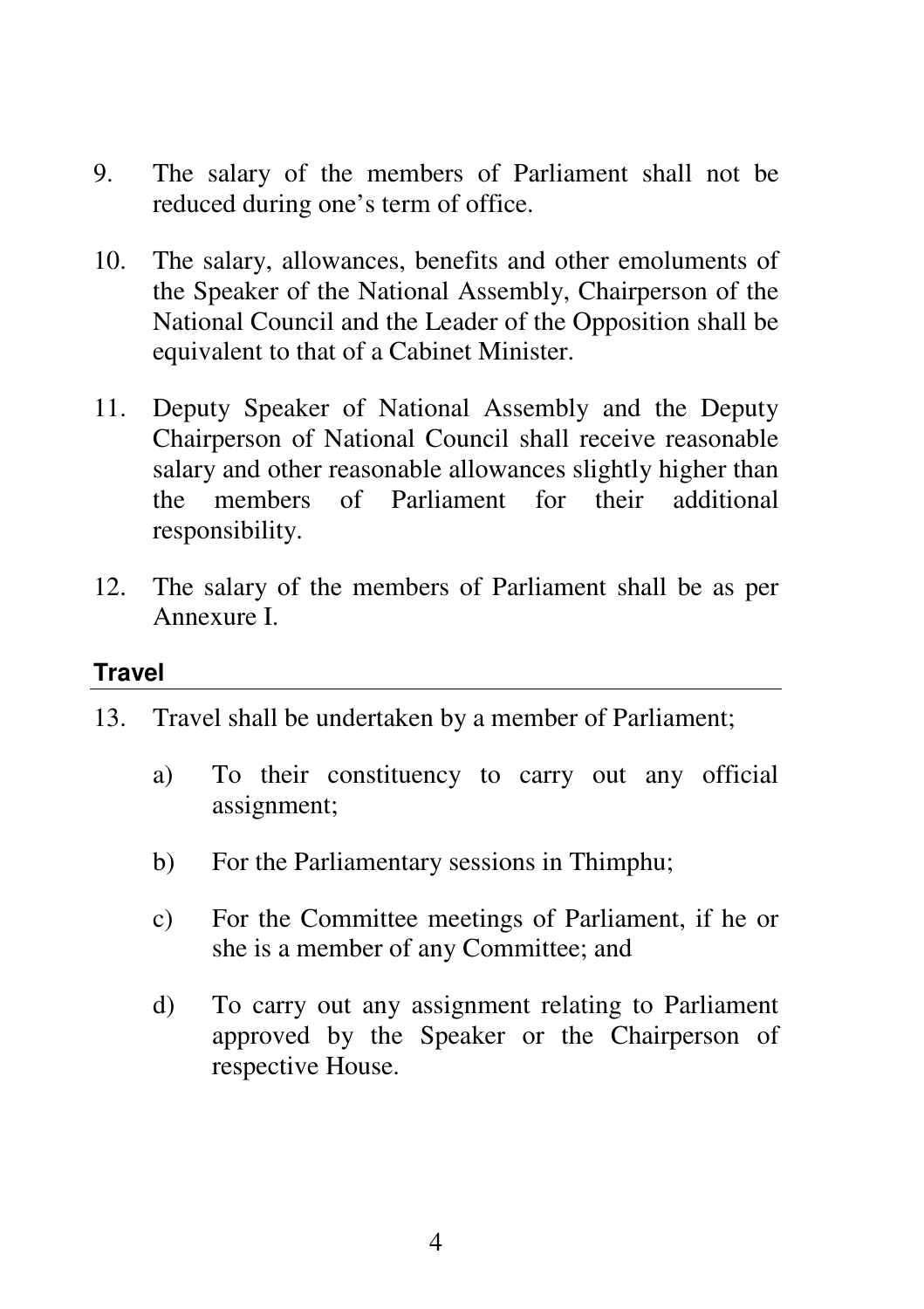9. The salary of the members of Parliament shall not be reduced during one's term of office.

10. The salary, allowances, benefits and other emoluments of the Speaker of the National Assembly, Chairperson of the National Council and the Leader of the Opposition shall be equivalent to that of a Cabinet Minister.

11. Deputy Speaker of National Assembly and the Deputy Chairperson of National Council shall receive reasonable salary and other reasonable allowances slightly higher than the members of Parliament for their additional responsibility.

12. The salary of the members of Parliament shall be as per Annexure I.

### Travel

13. Travel shall be undertaken by a member of Parliament;

    a) To their constituency to carry out any official assignment;

    b) For the Parliamentary sessions in Thimphu;

    c) For the Committee meetings of Parliament, if he or she is a member of any Committee; and

    d) To carry out any assignment relating to Parliament approved by the Speaker or the Chairperson of respective House.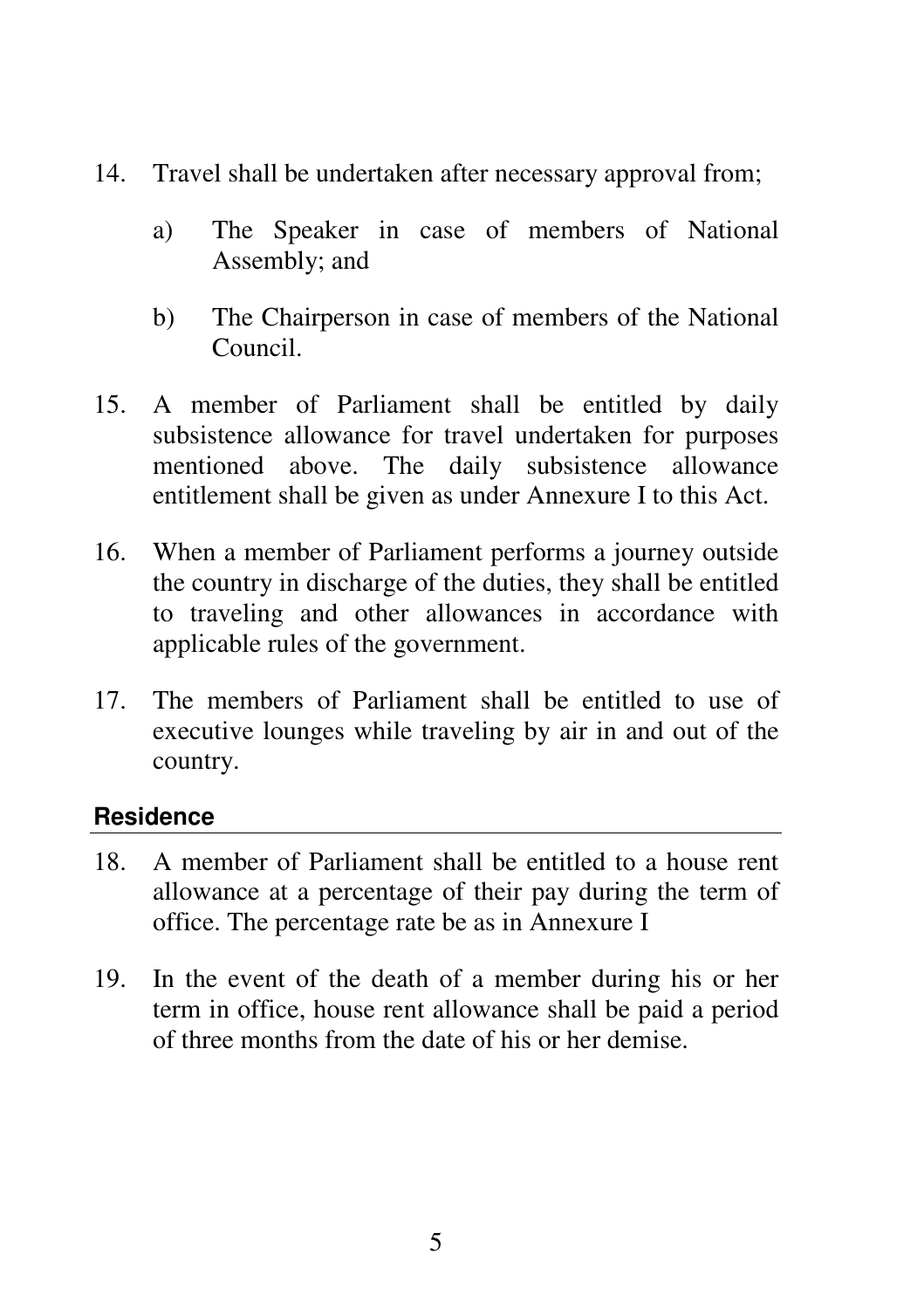14. Travel shall be undertaken after necessary approval from;

    a) The Speaker in case of members of National Assembly; and

    b) The Chairperson in case of members of the National Council.

15. A member of Parliament shall be entitled by daily subsistence allowance for travel undertaken for purposes mentioned above. The daily subsistence allowance entitlement shall be given as under Annexure I to this Act.

16. When a member of Parliament performs a journey outside the country in discharge of the duties, they shall be entitled to traveling and other allowances in accordance with applicable rules of the government.

17. The members of Parliament shall be entitled to use of executive lounges while traveling by air in and out of the country.

## Residence

18. A member of Parliament shall be entitled to a house rent allowance at a percentage of their pay during the term of office. The percentage rate be as in Annexure I

19. In the event of the death of a member during his or her term in office, house rent allowance shall be paid a period of three months from the date of his or her demise.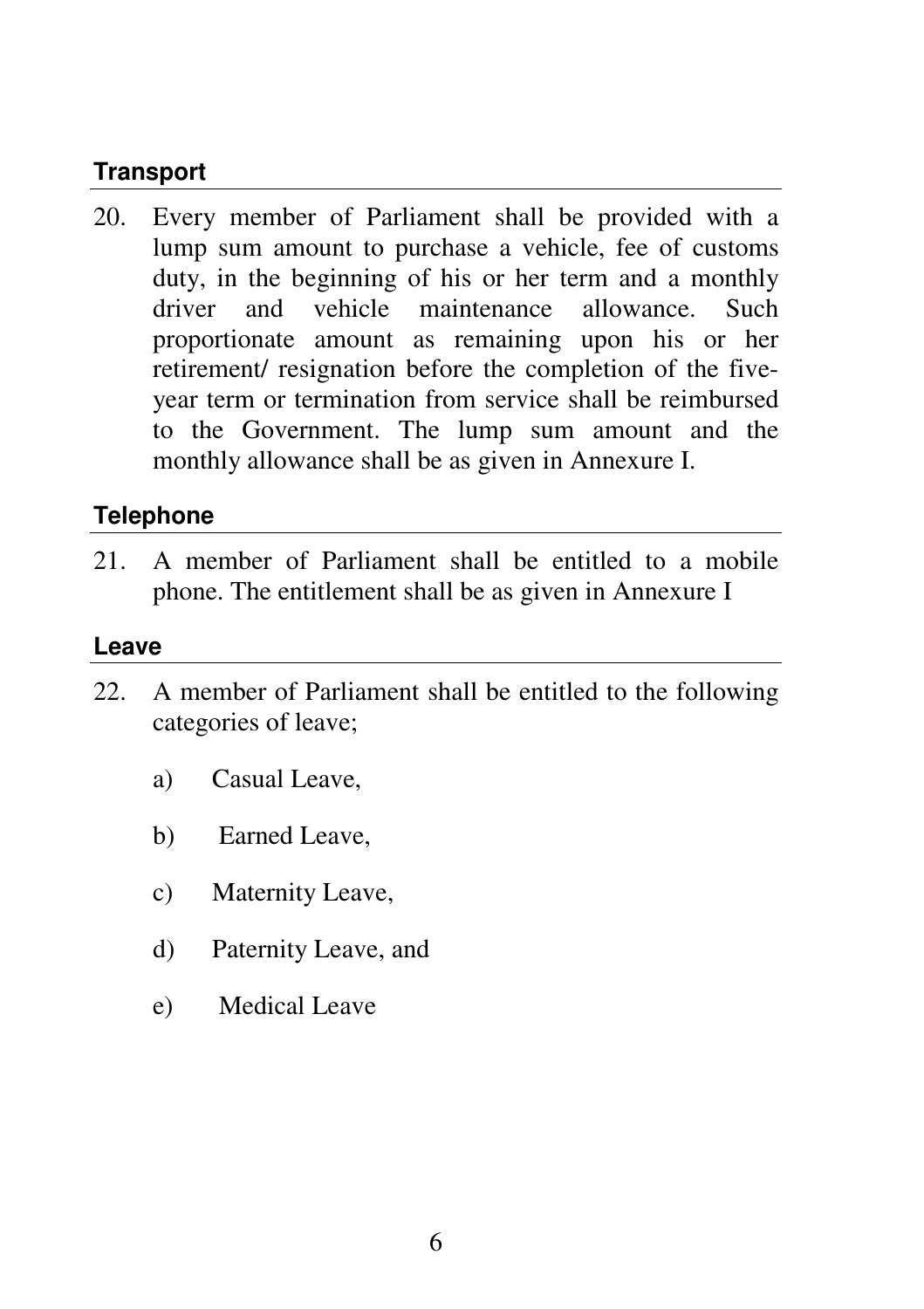### Transport

20. Every member of Parliament shall be provided with a lump sum amount to purchase a vehicle, fee of customs duty, in the beginning of his or her term and a monthly driver and vehicle maintenance allowance. Such proportionate amount as remaining upon his or her retirement/ resignation before the completion of the five-year term or termination from service shall be reimbursed to the Government. The lump sum amount and the monthly allowance shall be as given in Annexure I.

### Telephone

21. A member of Parliament shall be entitled to a mobile phone. The entitlement shall be as given in Annexure I

### Leave

22. A member of Parliament shall be entitled to the following categories of leave;

    a) Casual Leave,

    b) Earned Leave,

    c) Maternity Leave,

    d) Paternity Leave, and

    e) Medical Leave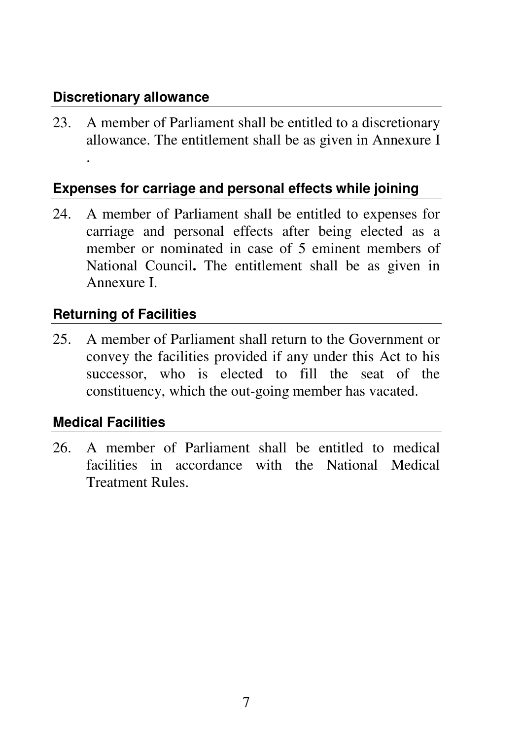### Discretionary allowance

23. A member of Parliament shall be entitled to a discretionary allowance. The entitlement shall be as given in Annexure I .

### Expenses for carriage and personal effects while joining

24. A member of Parliament shall be entitled to expenses for carriage and personal effects after being elected as a member or nominated in case of 5 eminent members of National Council**.** The entitlement shall be as given in Annexure I.

### Returning of Facilities

25. A member of Parliament shall return to the Government or convey the facilities provided if any under this Act to his successor, who is elected to fill the seat of the constituency, which the out-going member has vacated.

### Medical Facilities

26. A member of Parliament shall be entitled to medical facilities in accordance with the National Medical Treatment Rules.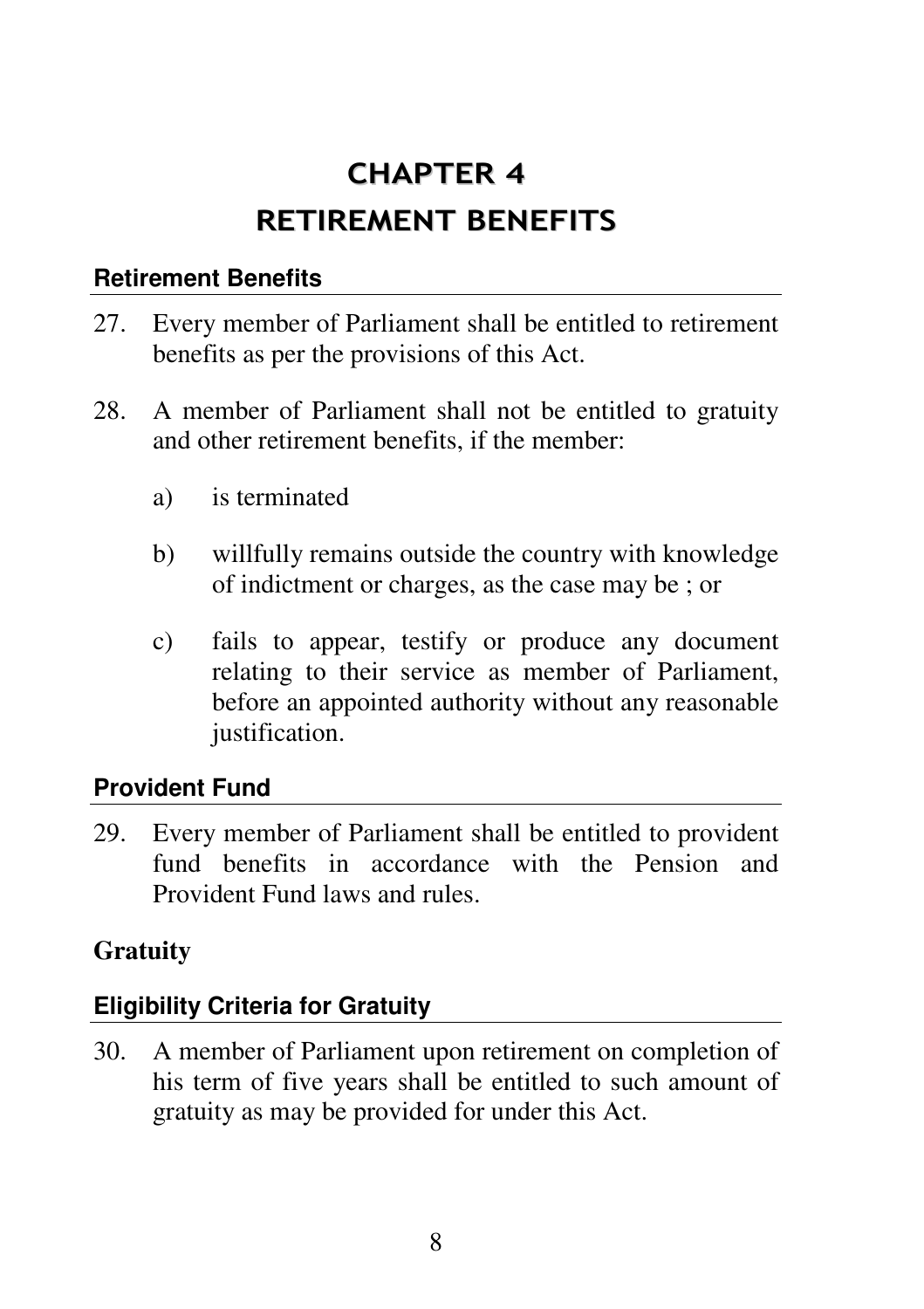# CHAPTER 4
# RETIREMENT BENEFITS

### Retirement Benefits

27. Every member of Parliament shall be entitled to retirement benefits as per the provisions of this Act.

28. A member of Parliament shall not be entitled to gratuity and other retirement benefits, if the member:

    a) is terminated

    b) willfully remains outside the country with knowledge of indictment or charges, as the case may be ; or

    c) fails to appear, testify or produce any document relating to their service as member of Parliament, before an appointed authority without any reasonable justification.

### Provident Fund

29. Every member of Parliament shall be entitled to provident fund benefits in accordance with the Pension and Provident Fund laws and rules.

## Gratuity

### Eligibility Criteria for Gratuity

30. A member of Parliament upon retirement on completion of his term of five years shall be entitled to such amount of gratuity as may be provided for under this Act.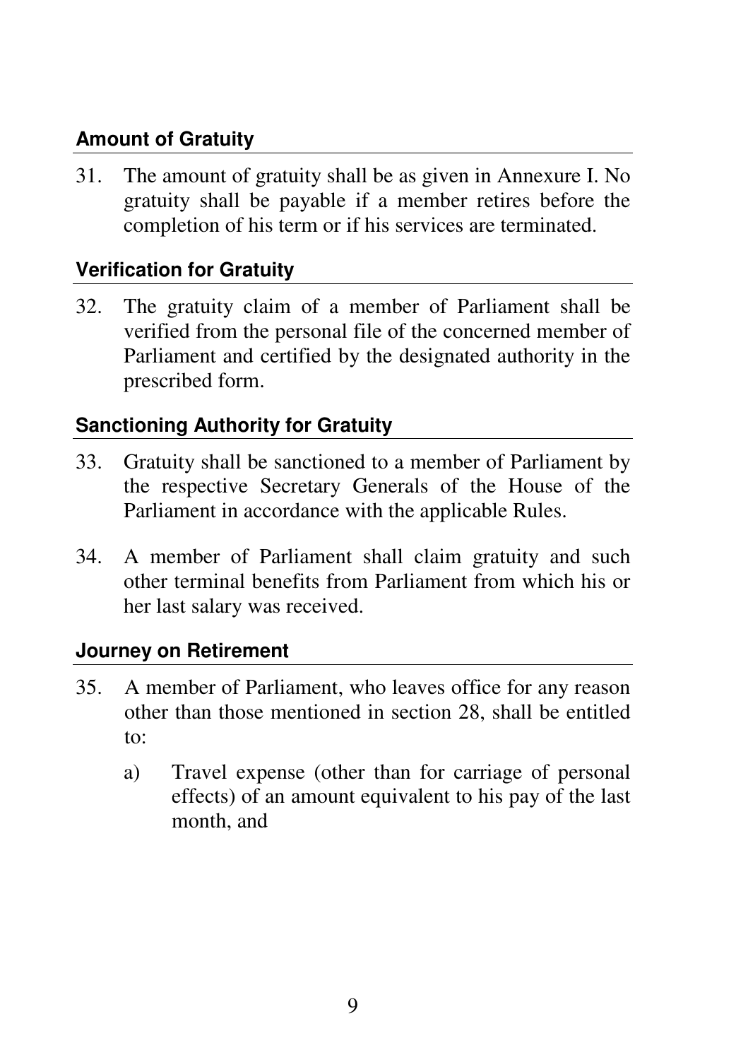### Amount of Gratuity

31. The amount of gratuity shall be as given in Annexure I. No gratuity shall be payable if a member retires before the completion of his term or if his services are terminated.

### Verification for Gratuity

32. The gratuity claim of a member of Parliament shall be verified from the personal file of the concerned member of Parliament and certified by the designated authority in the prescribed form.

### Sanctioning Authority for Gratuity

33. Gratuity shall be sanctioned to a member of Parliament by the respective Secretary Generals of the House of the Parliament in accordance with the applicable Rules.

34. A member of Parliament shall claim gratuity and such other terminal benefits from Parliament from which his or her last salary was received.

### Journey on Retirement

35. A member of Parliament, who leaves office for any reason other than those mentioned in section 28, shall be entitled to:

    a) Travel expense (other than for carriage of personal effects) of an amount equivalent to his pay of the last month, and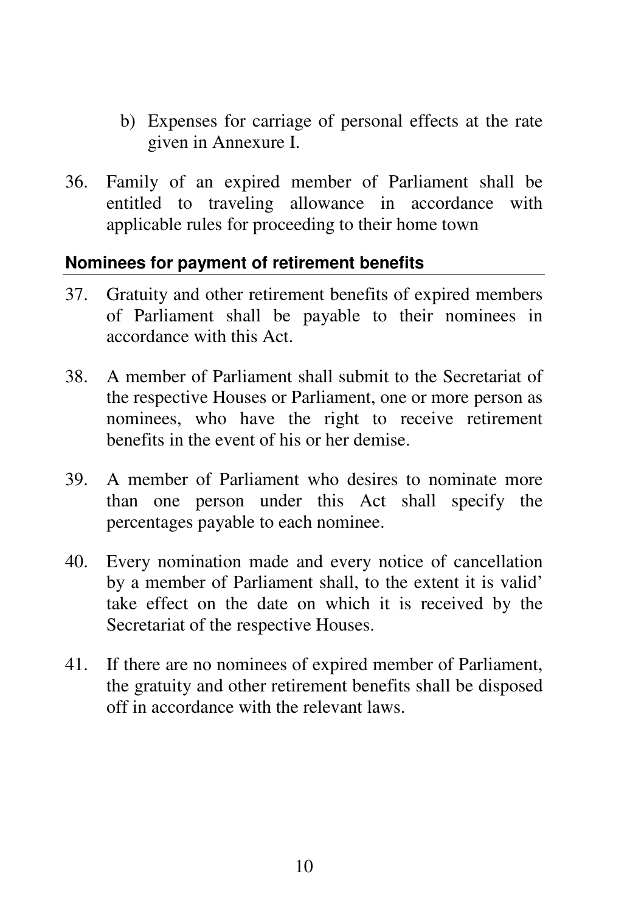b) Expenses for carriage of personal effects at the rate given in Annexure I.

36. Family of an expired member of Parliament shall be entitled to traveling allowance in accordance with applicable rules for proceeding to their home town

## Nominees for payment of retirement benefits

37. Gratuity and other retirement benefits of expired members of Parliament shall be payable to their nominees in accordance with this Act.

38. A member of Parliament shall submit to the Secretariat of the respective Houses or Parliament, one or more person as nominees, who have the right to receive retirement benefits in the event of his or her demise.

39. A member of Parliament who desires to nominate more than one person under this Act shall specify the percentages payable to each nominee.

40. Every nomination made and every notice of cancellation by a member of Parliament shall, to the extent it is valid' take effect on the date on which it is received by the Secretariat of the respective Houses.

41. If there are no nominees of expired member of Parliament, the gratuity and other retirement benefits shall be disposed off in accordance with the relevant laws.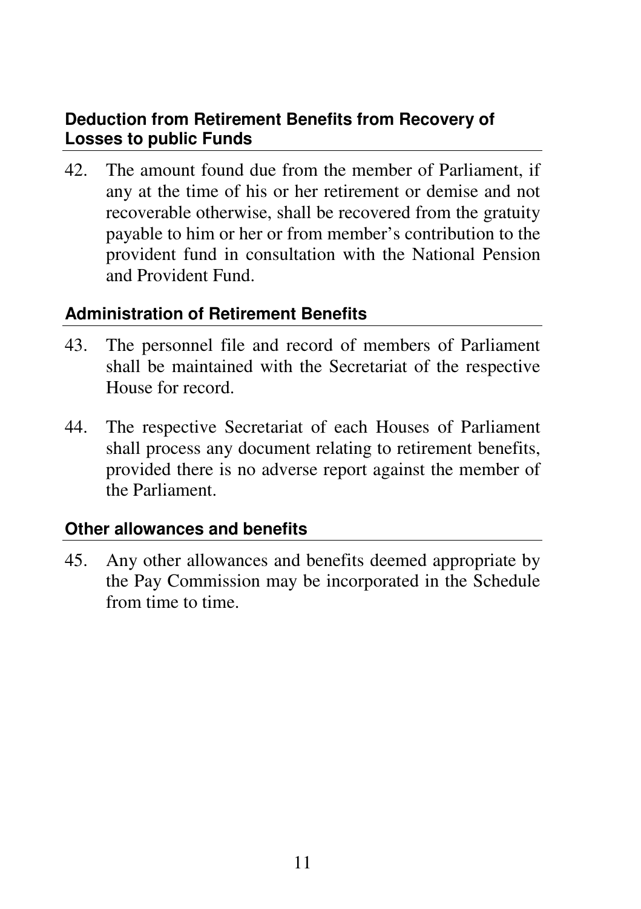### Deduction from Retirement Benefits from Recovery of Losses to public Funds

42. The amount found due from the member of Parliament, if any at the time of his or her retirement or demise and not recoverable otherwise, shall be recovered from the gratuity payable to him or her or from member's contribution to the provident fund in consultation with the National Pension and Provident Fund.

### Administration of Retirement Benefits

43. The personnel file and record of members of Parliament shall be maintained with the Secretariat of the respective House for record.

44. The respective Secretariat of each Houses of Parliament shall process any document relating to retirement benefits, provided there is no adverse report against the member of the Parliament.

### Other allowances and benefits

45. Any other allowances and benefits deemed appropriate by the Pay Commission may be incorporated in the Schedule from time to time.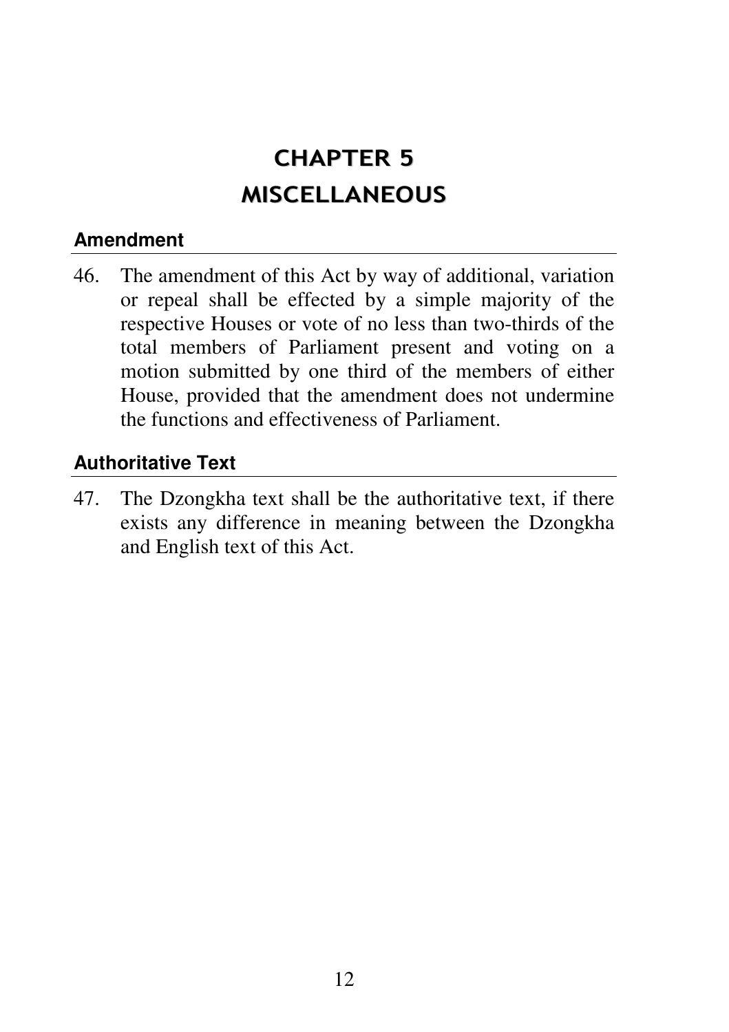# CHAPTER 5
# MISCELLANEOUS

### Amendment

46. The amendment of this Act by way of additional, variation or repeal shall be effected by a simple majority of the respective Houses or vote of no less than two-thirds of the total members of Parliament present and voting on a motion submitted by one third of the members of either House, provided that the amendment does not undermine the functions and effectiveness of Parliament.

### Authoritative Text

47. The Dzongkha text shall be the authoritative text, if there exists any difference in meaning between the Dzongkha and English text of this Act.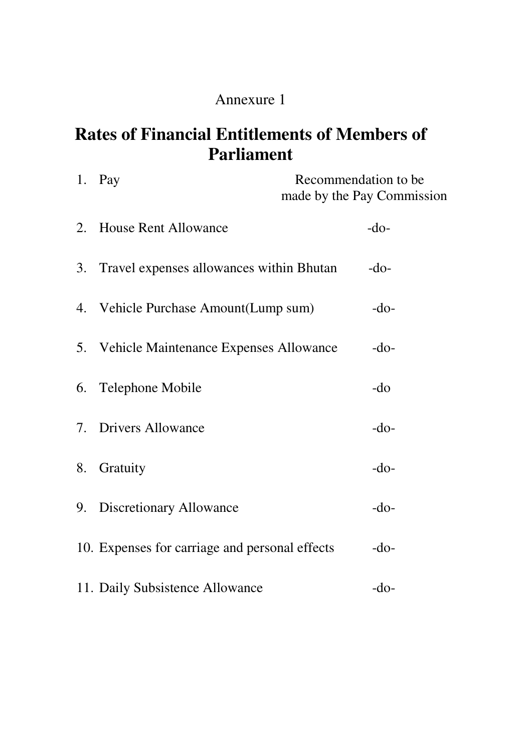Annexure 1

# Rates of Financial Entitlements of Members of Parliament

| | | |
|---|---|---|
| 1. | Pay | Recommendation to be made by the Pay Commission |
| 2. | House Rent Allowance | -do- |
| 3. | Travel expenses allowances within Bhutan | -do- |
| 4. | Vehicle Purchase Amount(Lump sum) | -do- |
| 5. | Vehicle Maintenance Expenses Allowance | -do- |
| 6. | Telephone Mobile | -do |
| 7. | Drivers Allowance | -do- |
| 8. | Gratuity | -do- |
| 9. | Discretionary Allowance | -do- |
| 10. | Expenses for carriage and personal effects | -do- |
| 11. | Daily Subsistence Allowance | -do- |